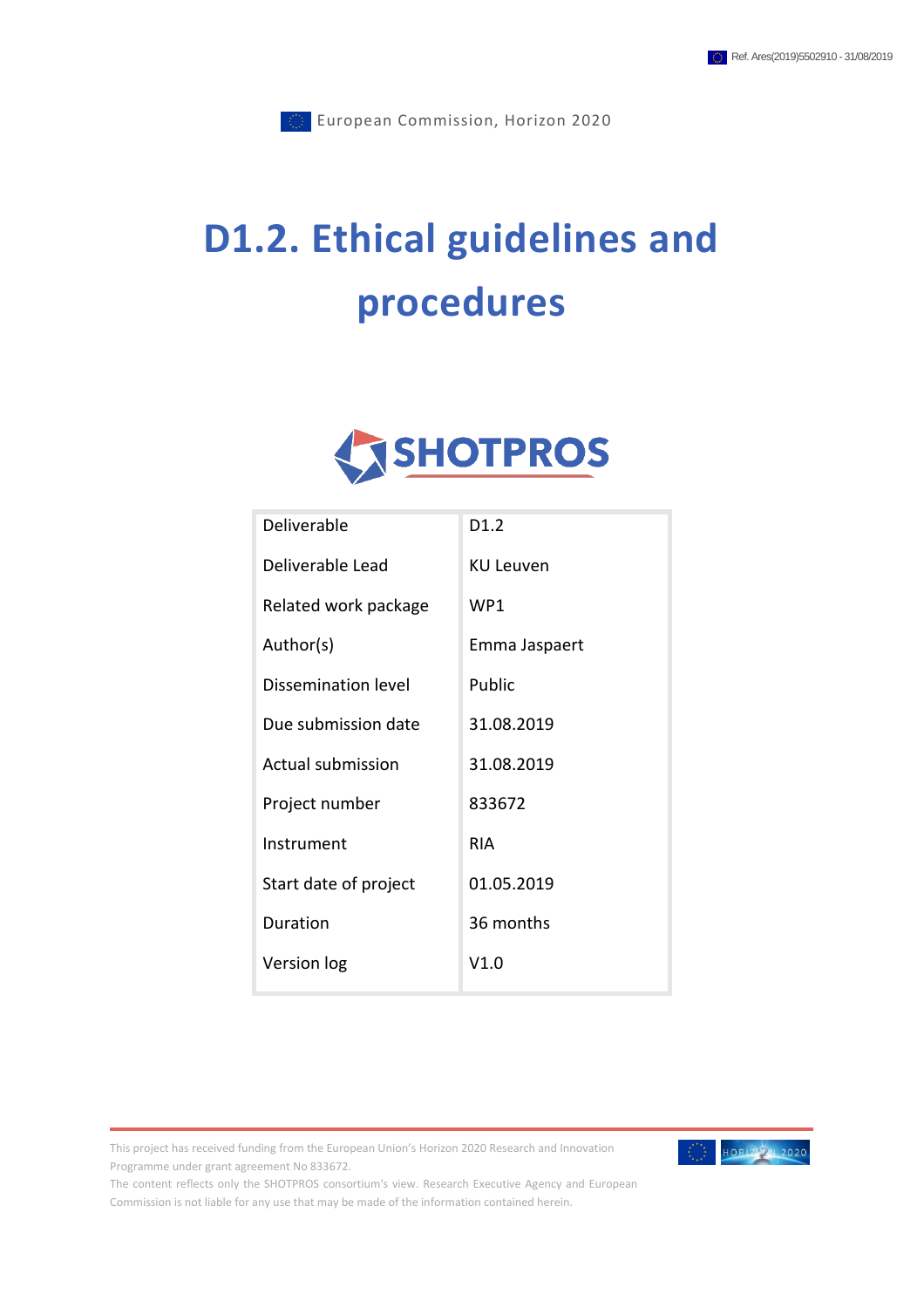Ref. Ares(2019)5502910 - 31/08/2019

European Commission, Horizon 2020

# D1.2. Ethical guidelines and procedures

SHOTPROS

| | |
|---|---|
| Deliverable | D1.2 |
| Deliverable Lead | KU Leuven |
| Related work package | WP1 |
| Author(s) | Emma Jaspaert |
| Dissemination level | Public |
| Due submission date | 31.08.2019 |
| Actual submission | 31.08.2019 |
| Project number | 833672 |
| Instrument | RIA |
| Start date of project | 01.05.2019 |
| Duration | 36 months |
| Version log | V1.0 |

This project has received funding from the European Union's Horizon 2020 Research and Innovation Programme under grant agreement No 833672.
The content reflects only the SHOTPROS consortium's view. Research Executive Agency and European Commission is not liable for any use that may be made of the information contained herein.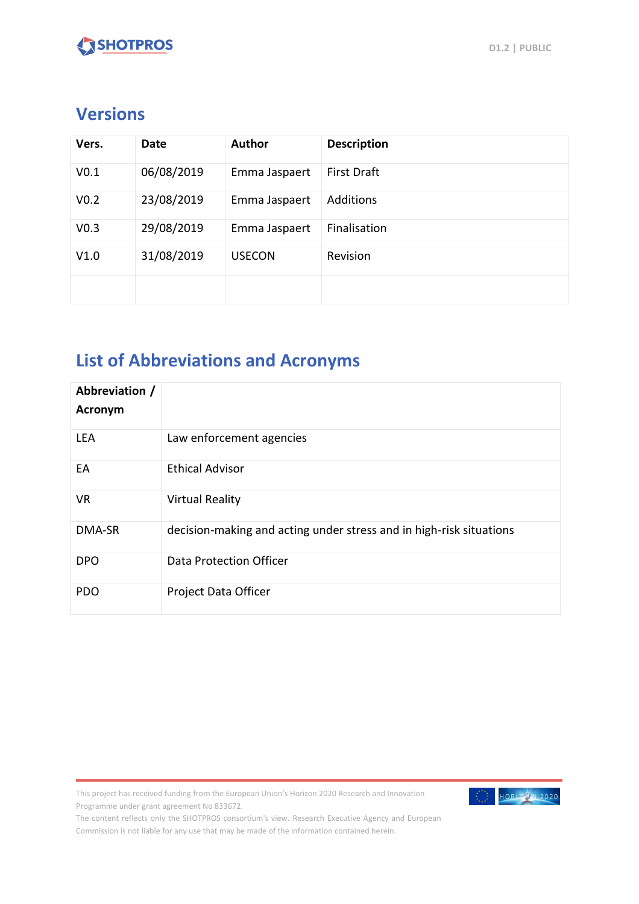## Versions

| Vers. | Date | Author | Description |
|---|---|---|---|
| V0.1 | 06/08/2019 | Emma Jaspaert | First Draft |
| V0.2 | 23/08/2019 | Emma Jaspaert | Additions |
| V0.3 | 29/08/2019 | Emma Jaspaert | Finalisation |
| V1.0 | 31/08/2019 | USECON | Revision |
| | | | |

## List of Abbreviations and Acronyms

| Abbreviation / Acronym | |
|---|---|
| LEA | Law enforcement agencies |
| EA | Ethical Advisor |
| VR | Virtual Reality |
| DMA-SR | decision-making and acting under stress and in high-risk situations |
| DPO | Data Protection Officer |
| PDO | Project Data Officer |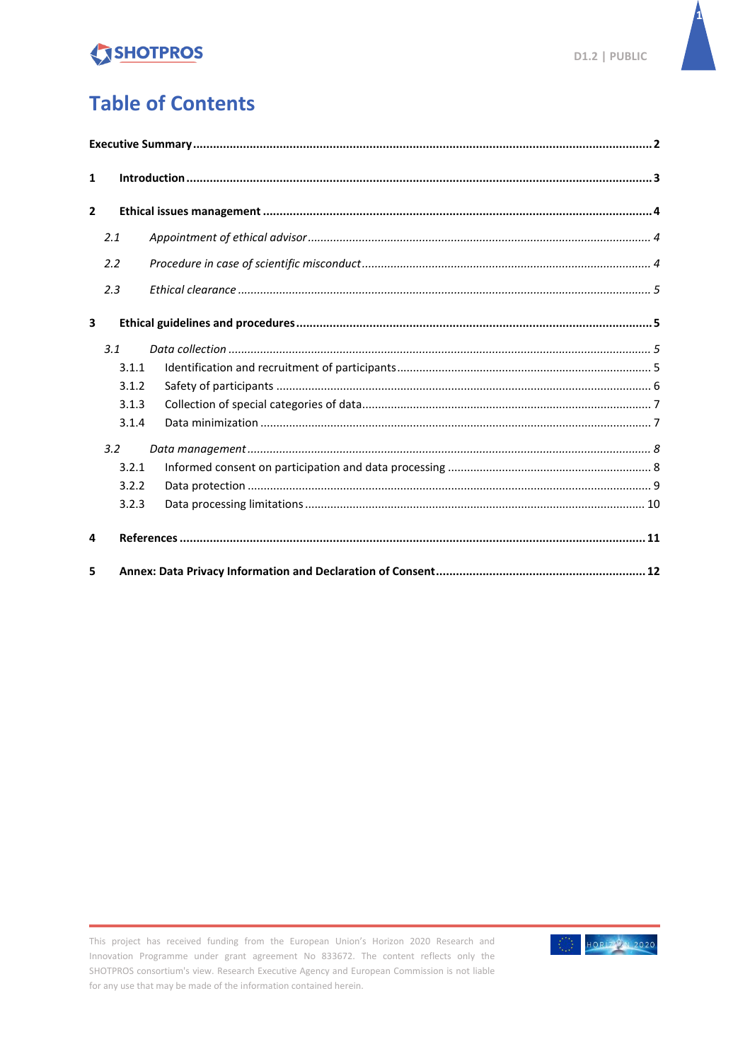# Table of Contents

**Executive Summary** .......... **2**

**1 Introduction** .......... **3**

**2 Ethical issues management** .......... **4**

- *2.1 Appointment of ethical advisor* .......... *4*
- *2.2 Procedure in case of scientific misconduct* .......... *4*
- *2.3 Ethical clearance* .......... *5*

**3 Ethical guidelines and procedures** .......... **5**

- *3.1 Data collection* .......... *5*
  - 3.1.1 Identification and recruitment of participants .......... 5
  - 3.1.2 Safety of participants .......... 6
  - 3.1.3 Collection of special categories of data .......... 7
  - 3.1.4 Data minimization .......... 7
- *3.2 Data management* .......... *8*
  - 3.2.1 Informed consent on participation and data processing .......... 8
  - 3.2.2 Data protection .......... 9
  - 3.2.3 Data processing limitations .......... 10

**4 References** .......... **11**

**5 Annex: Data Privacy Information and Declaration of Consent** .......... **12**

This project has received funding from the European Union's Horizon 2020 Research and Innovation Programme under grant agreement No 833672. The content reflects only the SHOTPROS consortium's view. Research Executive Agency and European Commission is not liable for any use that may be made of the information contained herein.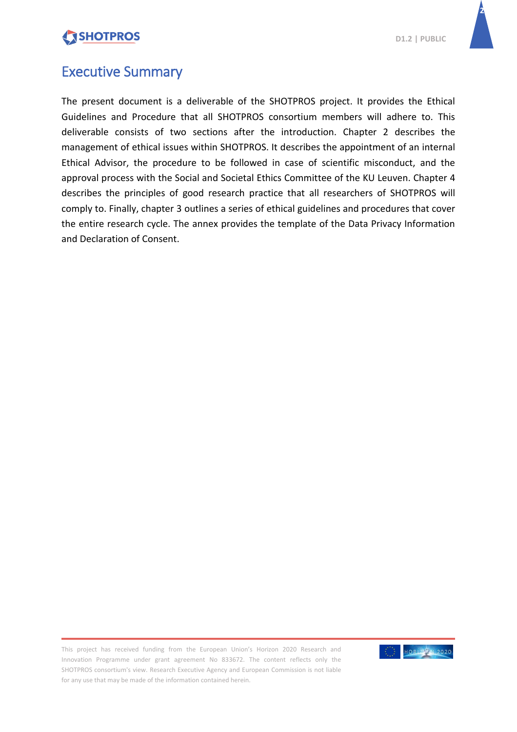# Executive Summary

The present document is a deliverable of the SHOTPROS project. It provides the Ethical Guidelines and Procedure that all SHOTPROS consortium members will adhere to. This deliverable consists of two sections after the introduction. Chapter 2 describes the management of ethical issues within SHOTPROS. It describes the appointment of an internal Ethical Advisor, the procedure to be followed in case of scientific misconduct, and the approval process with the Social and Societal Ethics Committee of the KU Leuven. Chapter 4 describes the principles of good research practice that all researchers of SHOTPROS will comply to. Finally, chapter 3 outlines a series of ethical guidelines and procedures that cover the entire research cycle. The annex provides the template of the Data Privacy Information and Declaration of Consent.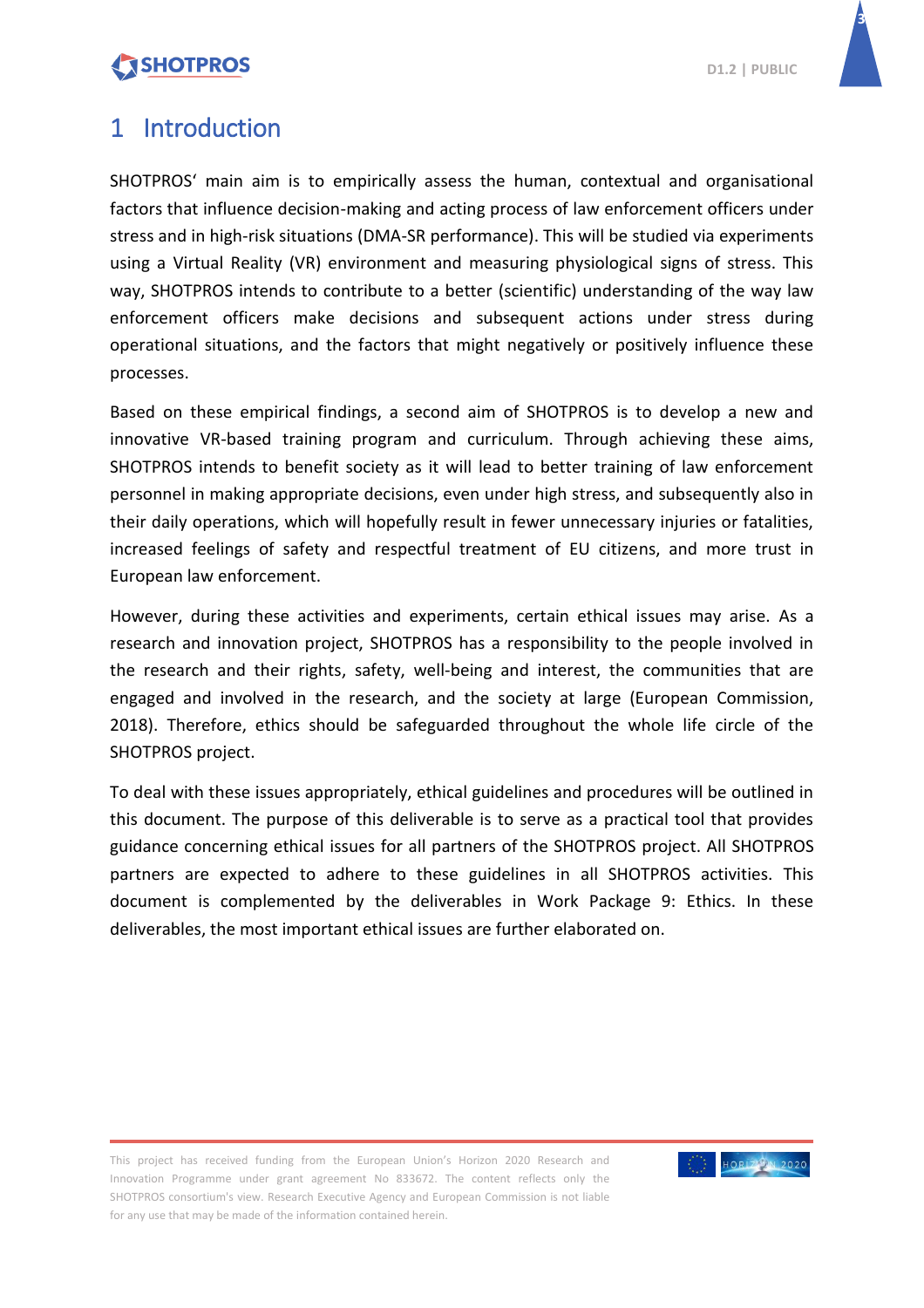# 1 Introduction

SHOTPROS' main aim is to empirically assess the human, contextual and organisational factors that influence decision-making and acting process of law enforcement officers under stress and in high-risk situations (DMA-SR performance). This will be studied via experiments using a Virtual Reality (VR) environment and measuring physiological signs of stress. This way, SHOTPROS intends to contribute to a better (scientific) understanding of the way law enforcement officers make decisions and subsequent actions under stress during operational situations, and the factors that might negatively or positively influence these processes.

Based on these empirical findings, a second aim of SHOTPROS is to develop a new and innovative VR-based training program and curriculum. Through achieving these aims, SHOTPROS intends to benefit society as it will lead to better training of law enforcement personnel in making appropriate decisions, even under high stress, and subsequently also in their daily operations, which will hopefully result in fewer unnecessary injuries or fatalities, increased feelings of safety and respectful treatment of EU citizens, and more trust in European law enforcement.

However, during these activities and experiments, certain ethical issues may arise. As a research and innovation project, SHOTPROS has a responsibility to the people involved in the research and their rights, safety, well-being and interest, the communities that are engaged and involved in the research, and the society at large (European Commission, 2018). Therefore, ethics should be safeguarded throughout the whole life circle of the SHOTPROS project.

To deal with these issues appropriately, ethical guidelines and procedures will be outlined in this document. The purpose of this deliverable is to serve as a practical tool that provides guidance concerning ethical issues for all partners of the SHOTPROS project. All SHOTPROS partners are expected to adhere to these guidelines in all SHOTPROS activities. This document is complemented by the deliverables in Work Package 9: Ethics. In these deliverables, the most important ethical issues are further elaborated on.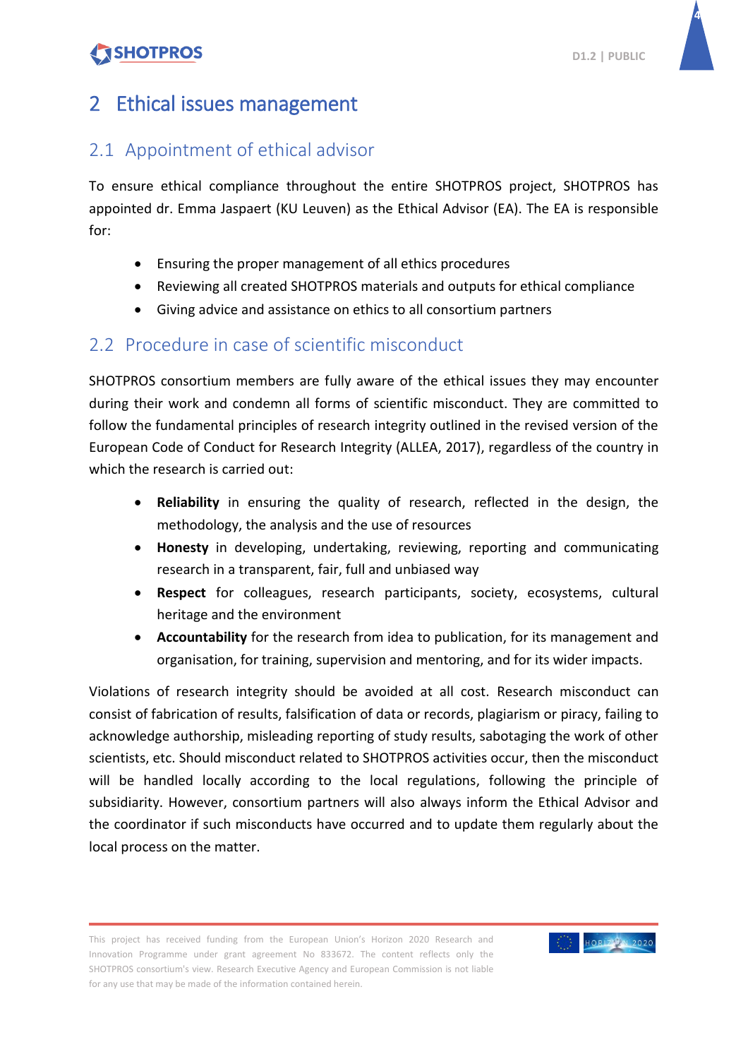# 2 Ethical issues management

## 2.1 Appointment of ethical advisor

To ensure ethical compliance throughout the entire SHOTPROS project, SHOTPROS has appointed dr. Emma Jaspaert (KU Leuven) as the Ethical Advisor (EA). The EA is responsible for:

- Ensuring the proper management of all ethics procedures
- Reviewing all created SHOTPROS materials and outputs for ethical compliance
- Giving advice and assistance on ethics to all consortium partners

## 2.2 Procedure in case of scientific misconduct

SHOTPROS consortium members are fully aware of the ethical issues they may encounter during their work and condemn all forms of scientific misconduct. They are committed to follow the fundamental principles of research integrity outlined in the revised version of the European Code of Conduct for Research Integrity (ALLEA, 2017), regardless of the country in which the research is carried out:

- **Reliability** in ensuring the quality of research, reflected in the design, the methodology, the analysis and the use of resources
- **Honesty** in developing, undertaking, reviewing, reporting and communicating research in a transparent, fair, full and unbiased way
- **Respect** for colleagues, research participants, society, ecosystems, cultural heritage and the environment
- **Accountability** for the research from idea to publication, for its management and organisation, for training, supervision and mentoring, and for its wider impacts.

Violations of research integrity should be avoided at all cost. Research misconduct can consist of fabrication of results, falsification of data or records, plagiarism or piracy, failing to acknowledge authorship, misleading reporting of study results, sabotaging the work of other scientists, etc. Should misconduct related to SHOTPROS activities occur, then the misconduct will be handled locally according to the local regulations, following the principle of subsidiarity. However, consortium partners will also always inform the Ethical Advisor and the coordinator if such misconducts have occurred and to update them regularly about the local process on the matter.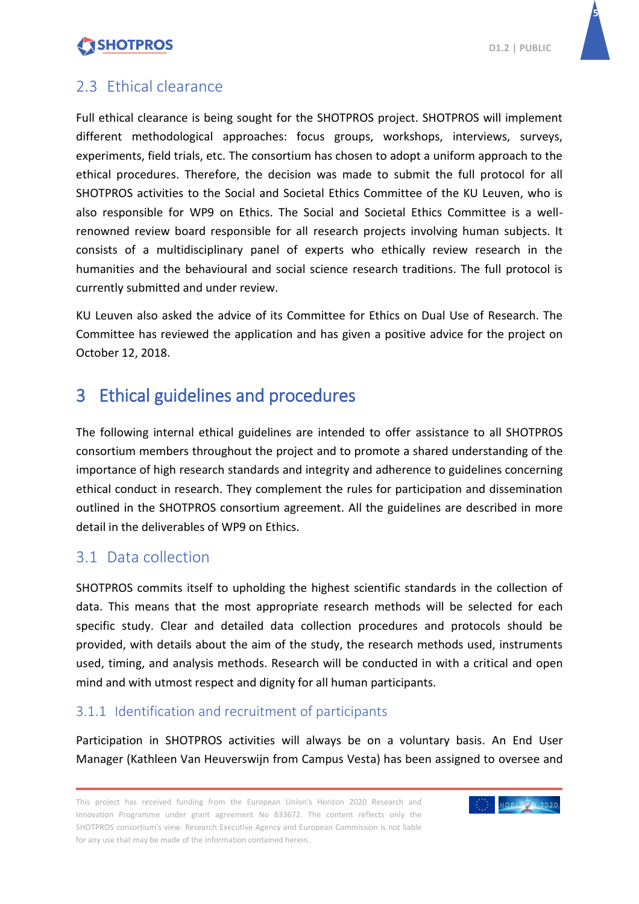## 2.3 Ethical clearance

Full ethical clearance is being sought for the SHOTPROS project. SHOTPROS will implement different methodological approaches: focus groups, workshops, interviews, surveys, experiments, field trials, etc. The consortium has chosen to adopt a uniform approach to the ethical procedures. Therefore, the decision was made to submit the full protocol for all SHOTPROS activities to the Social and Societal Ethics Committee of the KU Leuven, who is also responsible for WP9 on Ethics. The Social and Societal Ethics Committee is a well-renowned review board responsible for all research projects involving human subjects. It consists of a multidisciplinary panel of experts who ethically review research in the humanities and the behavioural and social science research traditions. The full protocol is currently submitted and under review.

KU Leuven also asked the advice of its Committee for Ethics on Dual Use of Research. The Committee has reviewed the application and has given a positive advice for the project on October 12, 2018.

# 3 Ethical guidelines and procedures

The following internal ethical guidelines are intended to offer assistance to all SHOTPROS consortium members throughout the project and to promote a shared understanding of the importance of high research standards and integrity and adherence to guidelines concerning ethical conduct in research. They complement the rules for participation and dissemination outlined in the SHOTPROS consortium agreement. All the guidelines are described in more detail in the deliverables of WP9 on Ethics.

## 3.1 Data collection

SHOTPROS commits itself to upholding the highest scientific standards in the collection of data. This means that the most appropriate research methods will be selected for each specific study. Clear and detailed data collection procedures and protocols should be provided, with details about the aim of the study, the research methods used, instruments used, timing, and analysis methods. Research will be conducted in with a critical and open mind and with utmost respect and dignity for all human participants.

### 3.1.1 Identification and recruitment of participants

Participation in SHOTPROS activities will always be on a voluntary basis. An End User Manager (Kathleen Van Heuverswijn from Campus Vesta) has been assigned to oversee and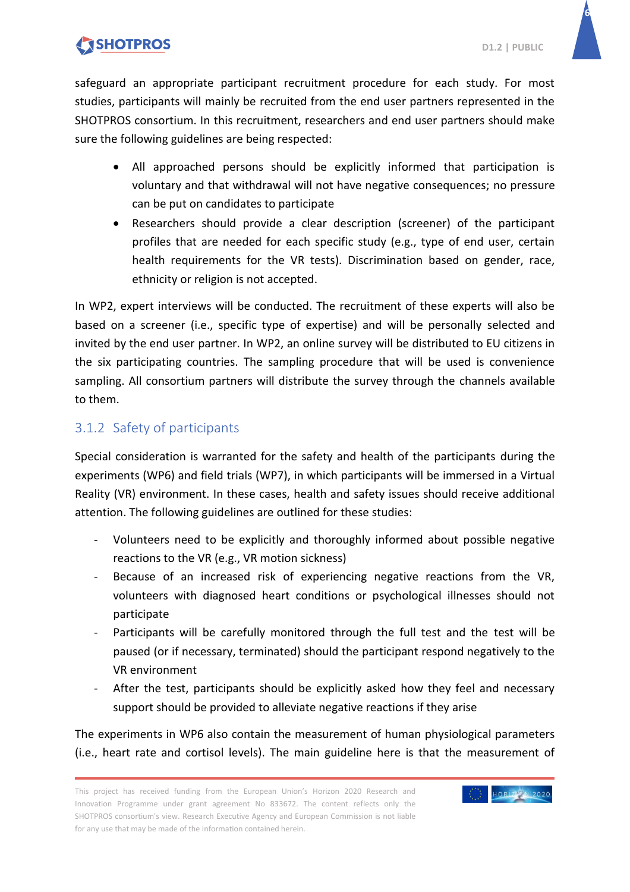safeguard an appropriate participant recruitment procedure for each study. For most studies, participants will mainly be recruited from the end user partners represented in the SHOTPROS consortium. In this recruitment, researchers and end user partners should make sure the following guidelines are being respected:

- All approached persons should be explicitly informed that participation is voluntary and that withdrawal will not have negative consequences; no pressure can be put on candidates to participate
- Researchers should provide a clear description (screener) of the participant profiles that are needed for each specific study (e.g., type of end user, certain health requirements for the VR tests). Discrimination based on gender, race, ethnicity or religion is not accepted.

In WP2, expert interviews will be conducted. The recruitment of these experts will also be based on a screener (i.e., specific type of expertise) and will be personally selected and invited by the end user partner. In WP2, an online survey will be distributed to EU citizens in the six participating countries. The sampling procedure that will be used is convenience sampling. All consortium partners will distribute the survey through the channels available to them.

### 3.1.2 Safety of participants

Special consideration is warranted for the safety and health of the participants during the experiments (WP6) and field trials (WP7), in which participants will be immersed in a Virtual Reality (VR) environment. In these cases, health and safety issues should receive additional attention. The following guidelines are outlined for these studies:

- Volunteers need to be explicitly and thoroughly informed about possible negative reactions to the VR (e.g., VR motion sickness)
- Because of an increased risk of experiencing negative reactions from the VR, volunteers with diagnosed heart conditions or psychological illnesses should not participate
- Participants will be carefully monitored through the full test and the test will be paused (or if necessary, terminated) should the participant respond negatively to the VR environment
- After the test, participants should be explicitly asked how they feel and necessary support should be provided to alleviate negative reactions if they arise

The experiments in WP6 also contain the measurement of human physiological parameters (i.e., heart rate and cortisol levels). The main guideline here is that the measurement of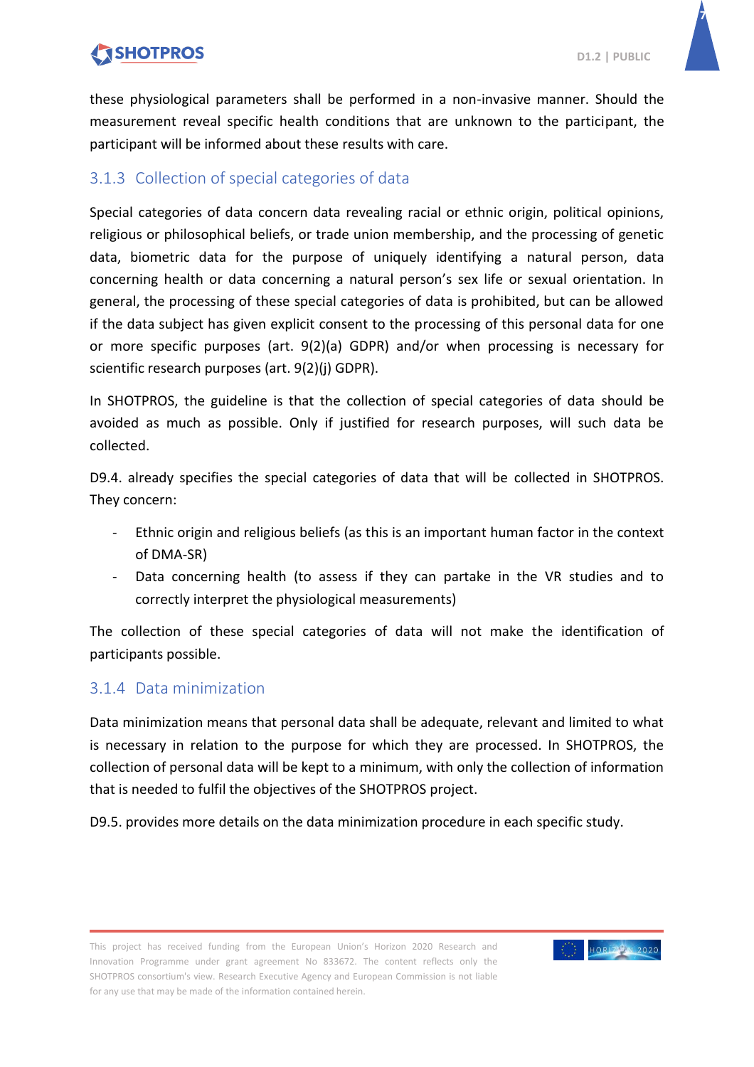these physiological parameters shall be performed in a non-invasive manner. Should the measurement reveal specific health conditions that are unknown to the participant, the participant will be informed about these results with care.

### 3.1.3 Collection of special categories of data

Special categories of data concern data revealing racial or ethnic origin, political opinions, religious or philosophical beliefs, or trade union membership, and the processing of genetic data, biometric data for the purpose of uniquely identifying a natural person, data concerning health or data concerning a natural person's sex life or sexual orientation. In general, the processing of these special categories of data is prohibited, but can be allowed if the data subject has given explicit consent to the processing of this personal data for one or more specific purposes (art. 9(2)(a) GDPR) and/or when processing is necessary for scientific research purposes (art. 9(2)(j) GDPR).

In SHOTPROS, the guideline is that the collection of special categories of data should be avoided as much as possible. Only if justified for research purposes, will such data be collected.

D9.4. already specifies the special categories of data that will be collected in SHOTPROS. They concern:

- Ethnic origin and religious beliefs (as this is an important human factor in the context of DMA-SR)
- Data concerning health (to assess if they can partake in the VR studies and to correctly interpret the physiological measurements)

The collection of these special categories of data will not make the identification of participants possible.

### 3.1.4 Data minimization

Data minimization means that personal data shall be adequate, relevant and limited to what is necessary in relation to the purpose for which they are processed. In SHOTPROS, the collection of personal data will be kept to a minimum, with only the collection of information that is needed to fulfil the objectives of the SHOTPROS project.

D9.5. provides more details on the data minimization procedure in each specific study.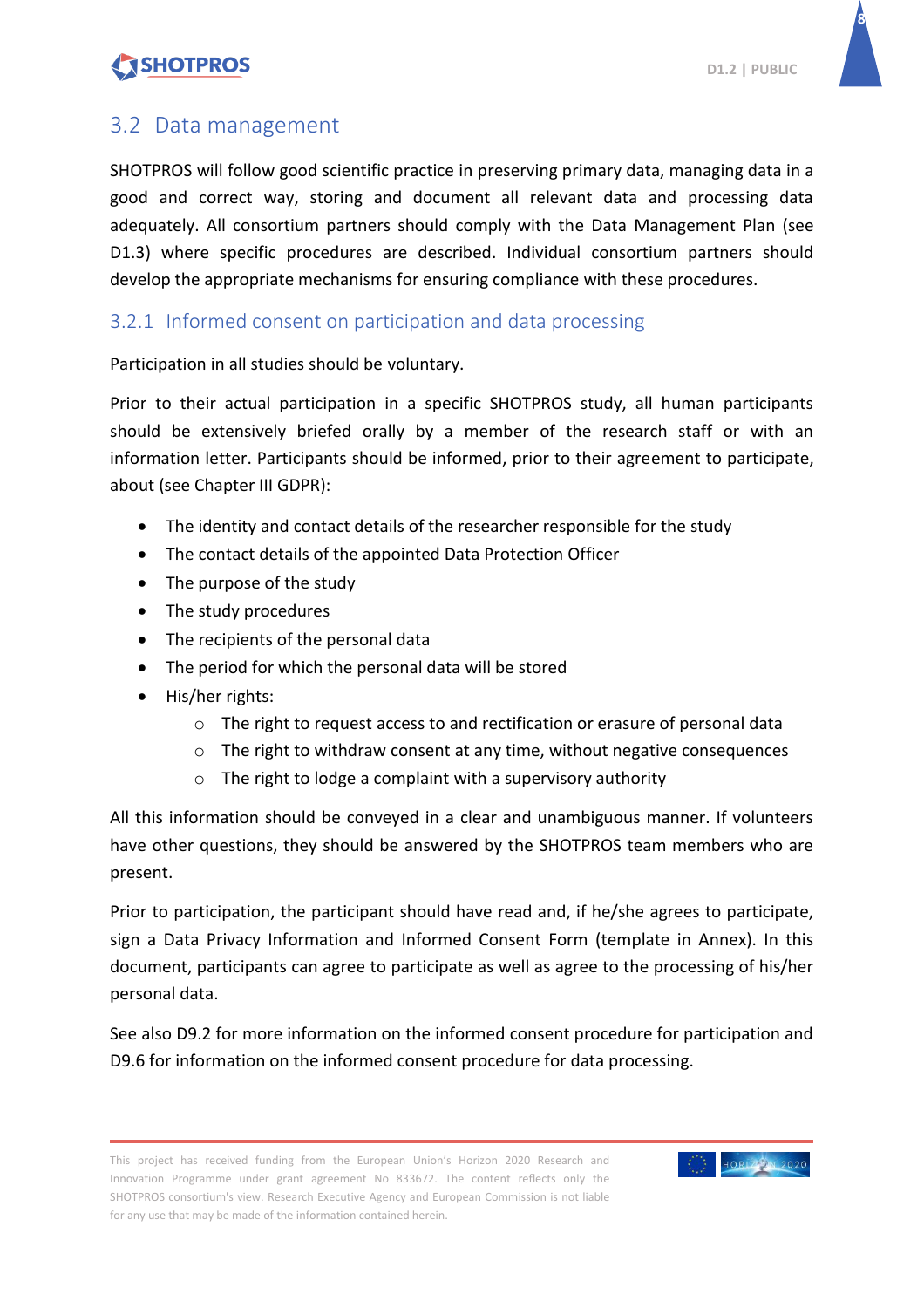## 3.2 Data management

SHOTPROS will follow good scientific practice in preserving primary data, managing data in a good and correct way, storing and document all relevant data and processing data adequately. All consortium partners should comply with the Data Management Plan (see D1.3) where specific procedures are described. Individual consortium partners should develop the appropriate mechanisms for ensuring compliance with these procedures.

### 3.2.1 Informed consent on participation and data processing

Participation in all studies should be voluntary.

Prior to their actual participation in a specific SHOTPROS study, all human participants should be extensively briefed orally by a member of the research staff or with an information letter. Participants should be informed, prior to their agreement to participate, about (see Chapter III GDPR):

- The identity and contact details of the researcher responsible for the study
- The contact details of the appointed Data Protection Officer
- The purpose of the study
- The study procedures
- The recipients of the personal data
- The period for which the personal data will be stored
- His/her rights:
  - The right to request access to and rectification or erasure of personal data
  - The right to withdraw consent at any time, without negative consequences
  - The right to lodge a complaint with a supervisory authority

All this information should be conveyed in a clear and unambiguous manner. If volunteers have other questions, they should be answered by the SHOTPROS team members who are present.

Prior to participation, the participant should have read and, if he/she agrees to participate, sign a Data Privacy Information and Informed Consent Form (template in Annex). In this document, participants can agree to participate as well as agree to the processing of his/her personal data.

See also D9.2 for more information on the informed consent procedure for participation and D9.6 for information on the informed consent procedure for data processing.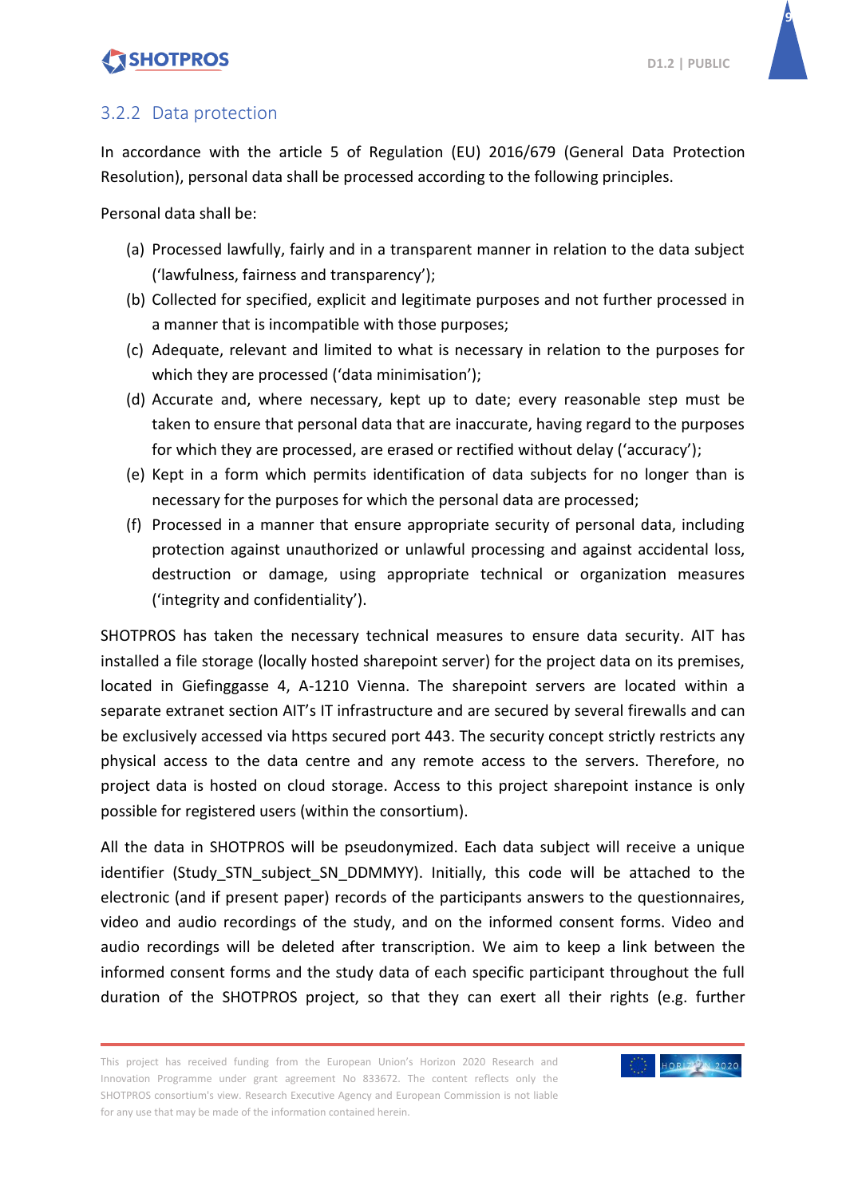### 3.2.2 Data protection

In accordance with the article 5 of Regulation (EU) 2016/679 (General Data Protection Resolution), personal data shall be processed according to the following principles.

Personal data shall be:

(a) Processed lawfully, fairly and in a transparent manner in relation to the data subject ('lawfulness, fairness and transparency');
(b) Collected for specified, explicit and legitimate purposes and not further processed in a manner that is incompatible with those purposes;
(c) Adequate, relevant and limited to what is necessary in relation to the purposes for which they are processed ('data minimisation');
(d) Accurate and, where necessary, kept up to date; every reasonable step must be taken to ensure that personal data that are inaccurate, having regard to the purposes for which they are processed, are erased or rectified without delay ('accuracy');
(e) Kept in a form which permits identification of data subjects for no longer than is necessary for the purposes for which the personal data are processed;
(f) Processed in a manner that ensure appropriate security of personal data, including protection against unauthorized or unlawful processing and against accidental loss, destruction or damage, using appropriate technical or organization measures ('integrity and confidentiality').

SHOTPROS has taken the necessary technical measures to ensure data security. AIT has installed a file storage (locally hosted sharepoint server) for the project data on its premises, located in Giefinggasse 4, A-1210 Vienna. The sharepoint servers are located within a separate extranet section AIT's IT infrastructure and are secured by several firewalls and can be exclusively accessed via https secured port 443. The security concept strictly restricts any physical access to the data centre and any remote access to the servers. Therefore, no project data is hosted on cloud storage. Access to this project sharepoint instance is only possible for registered users (within the consortium).

All the data in SHOTPROS will be pseudonymized. Each data subject will receive a unique identifier (Study_STN_subject_SN_DDMMYY). Initially, this code will be attached to the electronic (and if present paper) records of the participants answers to the questionnaires, video and audio recordings of the study, and on the informed consent forms. Video and audio recordings will be deleted after transcription. We aim to keep a link between the informed consent forms and the study data of each specific participant throughout the full duration of the SHOTPROS project, so that they can exert all their rights (e.g. further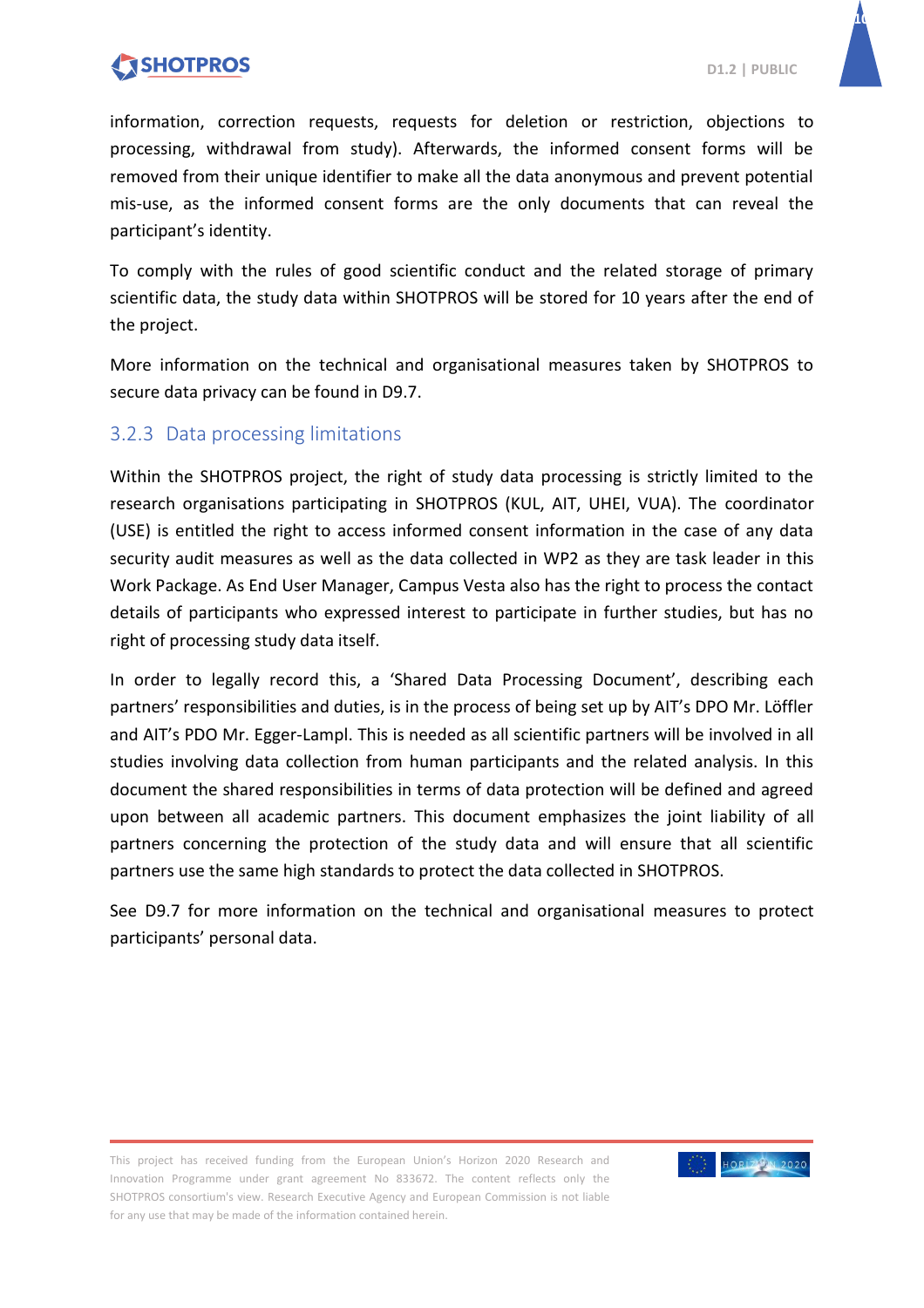information, correction requests, requests for deletion or restriction, objections to processing, withdrawal from study). Afterwards, the informed consent forms will be removed from their unique identifier to make all the data anonymous and prevent potential mis-use, as the informed consent forms are the only documents that can reveal the participant's identity.

To comply with the rules of good scientific conduct and the related storage of primary scientific data, the study data within SHOTPROS will be stored for 10 years after the end of the project.

More information on the technical and organisational measures taken by SHOTPROS to secure data privacy can be found in D9.7.

### 3.2.3 Data processing limitations

Within the SHOTPROS project, the right of study data processing is strictly limited to the research organisations participating in SHOTPROS (KUL, AIT, UHEI, VUA). The coordinator (USE) is entitled the right to access informed consent information in the case of any data security audit measures as well as the data collected in WP2 as they are task leader in this Work Package. As End User Manager, Campus Vesta also has the right to process the contact details of participants who expressed interest to participate in further studies, but has no right of processing study data itself.

In order to legally record this, a 'Shared Data Processing Document', describing each partners' responsibilities and duties, is in the process of being set up by AIT's DPO Mr. Löffler and AIT's PDO Mr. Egger-Lampl. This is needed as all scientific partners will be involved in all studies involving data collection from human participants and the related analysis. In this document the shared responsibilities in terms of data protection will be defined and agreed upon between all academic partners. This document emphasizes the joint liability of all partners concerning the protection of the study data and will ensure that all scientific partners use the same high standards to protect the data collected in SHOTPROS.

See D9.7 for more information on the technical and organisational measures to protect participants' personal data.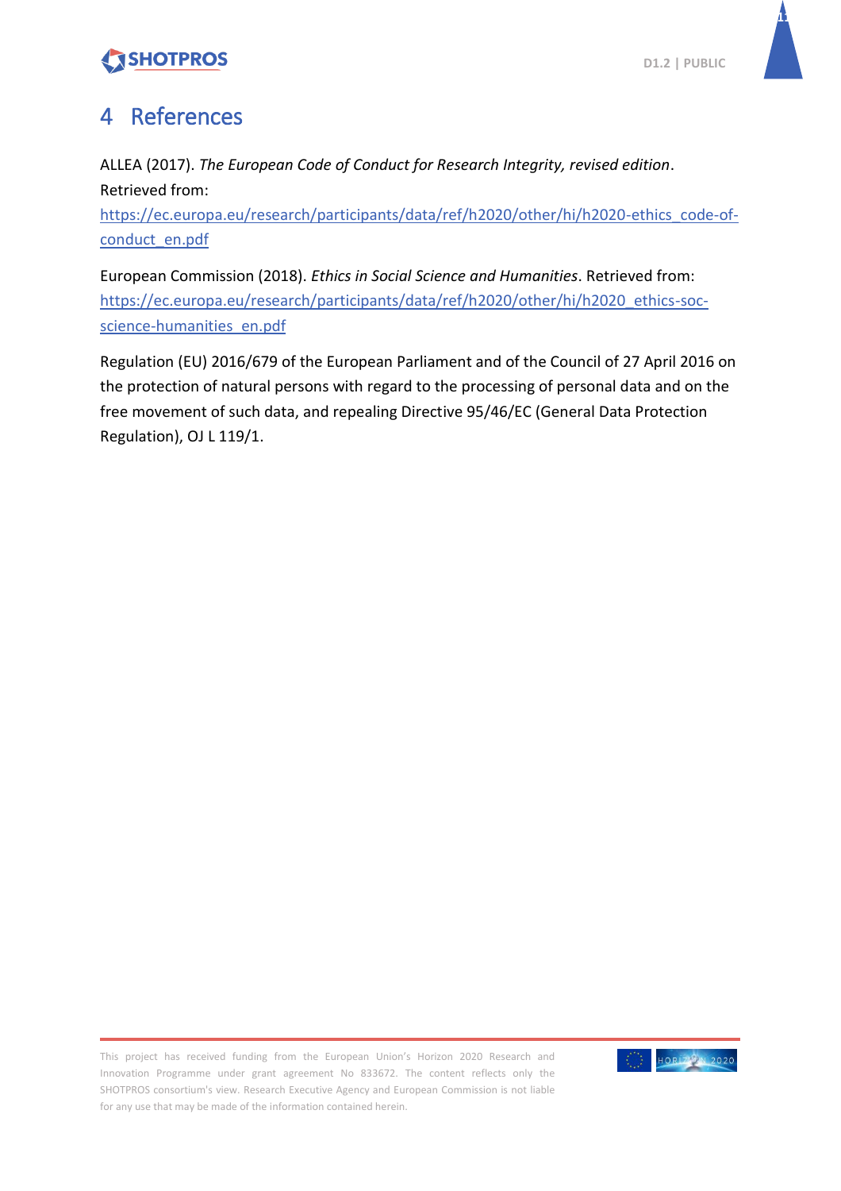# 4 References

ALLEA (2017). *The European Code of Conduct for Research Integrity, revised edition*. Retrieved from: https://ec.europa.eu/research/participants/data/ref/h2020/other/hi/h2020-ethics_code-of-conduct_en.pdf

European Commission (2018). *Ethics in Social Science and Humanities*. Retrieved from: https://ec.europa.eu/research/participants/data/ref/h2020/other/hi/h2020_ethics-soc-science-humanities_en.pdf

Regulation (EU) 2016/679 of the European Parliament and of the Council of 27 April 2016 on the protection of natural persons with regard to the processing of personal data and on the free movement of such data, and repealing Directive 95/46/EC (General Data Protection Regulation), OJ L 119/1.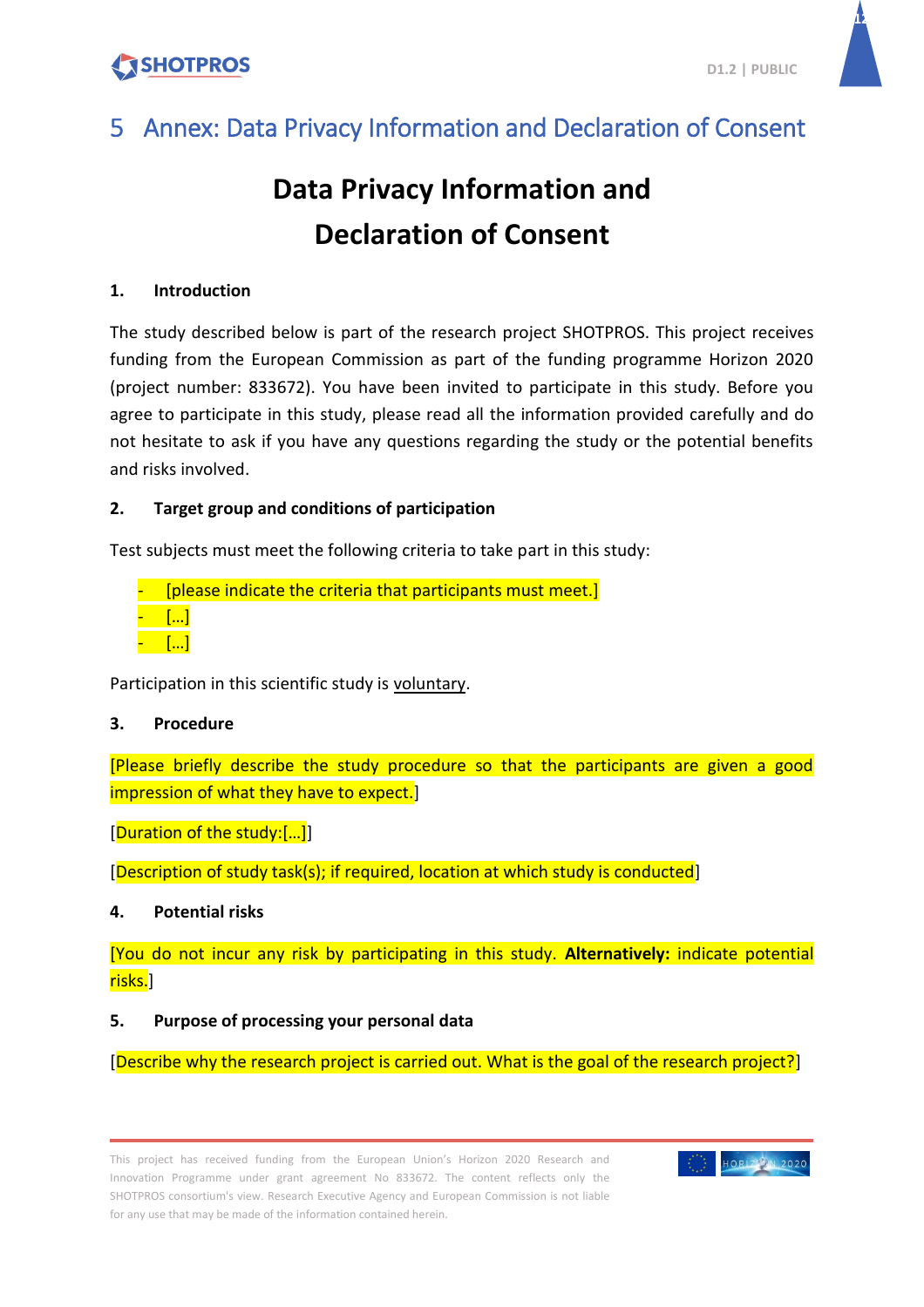# 5 Annex: Data Privacy Information and Declaration of Consent

## Data Privacy Information and Declaration of Consent

### 1. Introduction

The study described below is part of the research project SHOTPROS. This project receives funding from the European Commission as part of the funding programme Horizon 2020 (project number: 833672). You have been invited to participate in this study. Before you agree to participate in this study, please read all the information provided carefully and do not hesitate to ask if you have any questions regarding the study or the potential benefits and risks involved.

### 2. Target group and conditions of participation

Test subjects must meet the following criteria to take part in this study:

- [please indicate the criteria that participants must meet.]
- […]
- […]

Participation in this scientific study is voluntary.

### 3. Procedure

[Please briefly describe the study procedure so that the participants are given a good impression of what they have to expect.]

[Duration of the study:[…]]

[Description of study task(s); if required, location at which study is conducted]

### 4. Potential risks

[You do not incur any risk by participating in this study. **Alternatively:** indicate potential risks.]

### 5. Purpose of processing your personal data

[Describe why the research project is carried out. What is the goal of the research project?]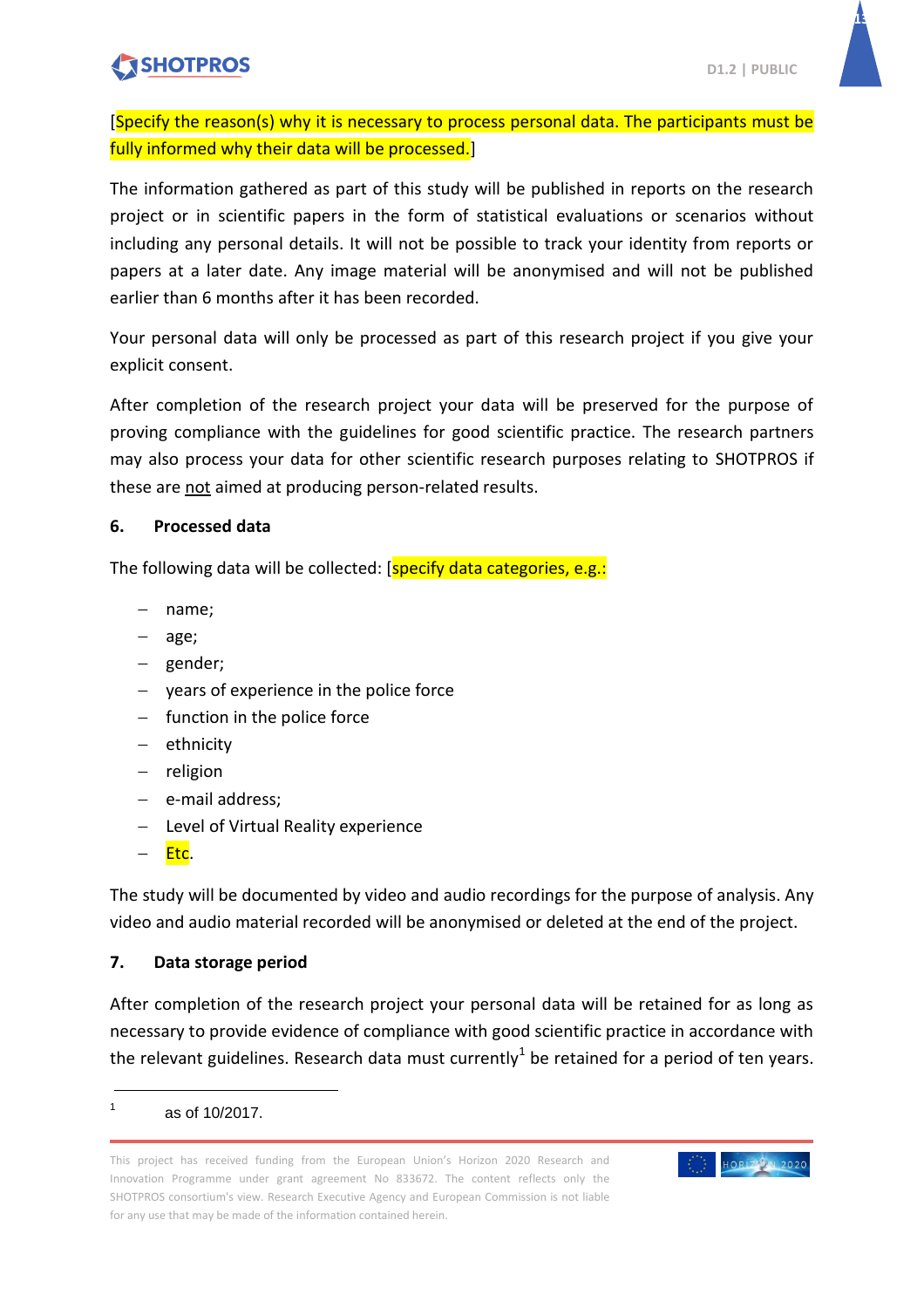[Specify the reason(s) why it is necessary to process personal data. The participants must be fully informed why their data will be processed.]

The information gathered as part of this study will be published in reports on the research project or in scientific papers in the form of statistical evaluations or scenarios without including any personal details. It will not be possible to track your identity from reports or papers at a later date. Any image material will be anonymised and will not be published earlier than 6 months after it has been recorded.

Your personal data will only be processed as part of this research project if you give your explicit consent.

After completion of the research project your data will be preserved for the purpose of proving compliance with the guidelines for good scientific practice. The research partners may also process your data for other scientific research purposes relating to SHOTPROS if these are not aimed at producing person-related results.

### 6. Processed data

The following data will be collected: [specify data categories, e.g.:

- name;
- age;
- gender;
- years of experience in the police force
- function in the police force
- ethnicity
- religion
- e-mail address;
- Level of Virtual Reality experience
- Etc.

The study will be documented by video and audio recordings for the purpose of analysis. Any video and audio material recorded will be anonymised or deleted at the end of the project.

### 7. Data storage period

After completion of the research project your personal data will be retained for as long as necessary to provide evidence of compliance with good scientific practice in accordance with the relevant guidelines. Research data must currently[1] be retained for a period of ten years.

[1] as of 10/2017.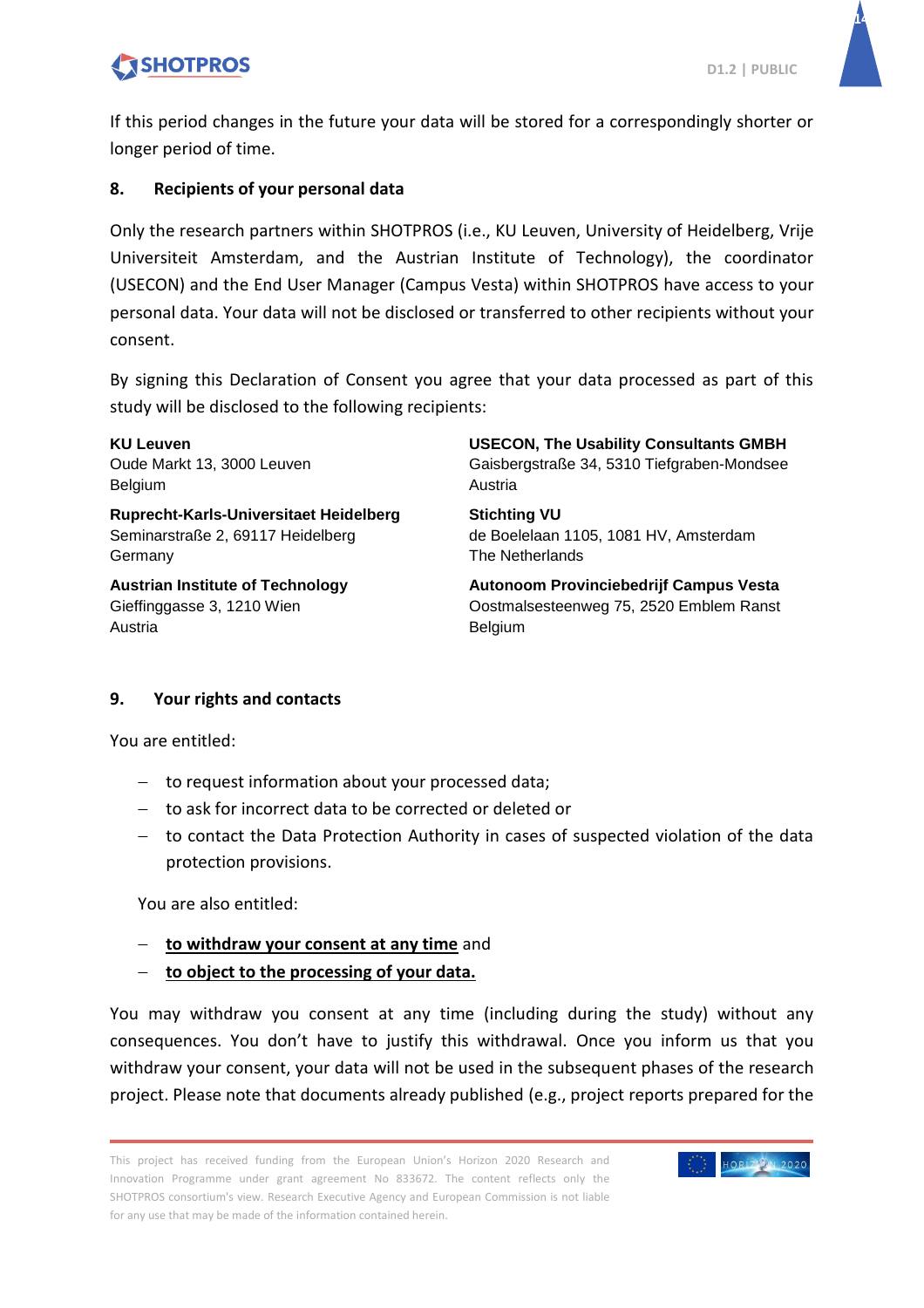If this period changes in the future your data will be stored for a correspondingly shorter or longer period of time.

## 8. Recipients of your personal data

Only the research partners within SHOTPROS (i.e., KU Leuven, University of Heidelberg, Vrije Universiteit Amsterdam, and the Austrian Institute of Technology), the coordinator (USECON) and the End User Manager (Campus Vesta) within SHOTPROS have access to your personal data. Your data will not be disclosed or transferred to other recipients without your consent.

By signing this Declaration of Consent you agree that your data processed as part of this study will be disclosed to the following recipients:

**KU Leuven**
Oude Markt 13, 3000 Leuven
Belgium

**Ruprecht-Karls-Universitaet Heidelberg**
Seminarstraße 2, 69117 Heidelberg
Germany

**Austrian Institute of Technology**
Gieffinggasse 3, 1210 Wien
Austria

**USECON, The Usability Consultants GMBH**
Gaisbergstraße 34, 5310 Tiefgraben-Mondsee
Austria

**Stichting VU**
de Boelelaan 1105, 1081 HV, Amsterdam
The Netherlands

**Autonoom Provinciebedrijf Campus Vesta**
Oostmalsesteenweg 75, 2520 Emblem Ranst
Belgium

## 9. Your rights and contacts

You are entitled:

- to request information about your processed data;
- to ask for incorrect data to be corrected or deleted or
- to contact the Data Protection Authority in cases of suspected violation of the data protection provisions.

You are also entitled:

- **<u>to withdraw your consent at any time</u>** and
- **<u>to object to the processing of your data.</u>**

You may withdraw you consent at any time (including during the study) without any consequences. You don't have to justify this withdrawal. Once you inform us that you withdraw your consent, your data will not be used in the subsequent phases of the research project. Please note that documents already published (e.g., project reports prepared for the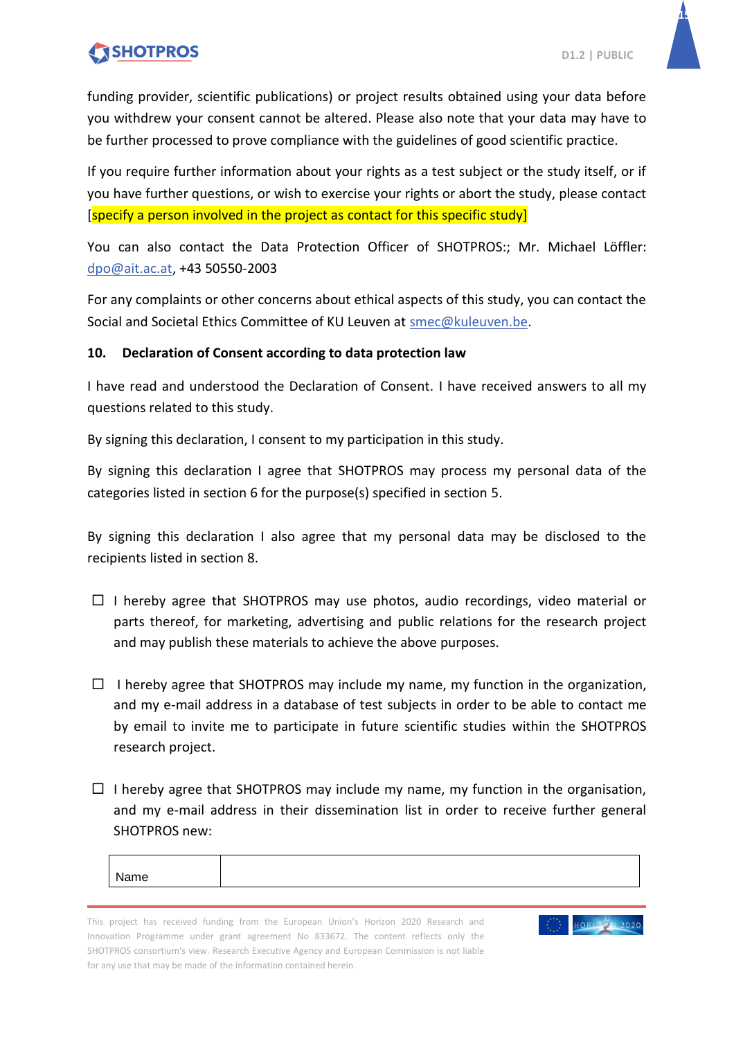funding provider, scientific publications) or project results obtained using your data before you withdrew your consent cannot be altered. Please also note that your data may have to be further processed to prove compliance with the guidelines of good scientific practice.

If you require further information about your rights as a test subject or the study itself, or if you have further questions, or wish to exercise your rights or abort the study, please contact [specify a person involved in the project as contact for this specific study]

You can also contact the Data Protection Officer of SHOTPROS:; Mr. Michael Löffler: dpo@ait.ac.at, +43 50550-2003

For any complaints or other concerns about ethical aspects of this study, you can contact the Social and Societal Ethics Committee of KU Leuven at smec@kuleuven.be.

**10. Declaration of Consent according to data protection law**

I have read and understood the Declaration of Consent. I have received answers to all my questions related to this study.

By signing this declaration, I consent to my participation in this study.

By signing this declaration I agree that SHOTPROS may process my personal data of the categories listed in section 6 for the purpose(s) specified in section 5.

By signing this declaration I also agree that my personal data may be disclosed to the recipients listed in section 8.

☐ I hereby agree that SHOTPROS may use photos, audio recordings, video material or parts thereof, for marketing, advertising and public relations for the research project and may publish these materials to achieve the above purposes.

☐ I hereby agree that SHOTPROS may include my name, my function in the organization, and my e-mail address in a database of test subjects in order to be able to contact me by email to invite me to participate in future scientific studies within the SHOTPROS research project.

☐ I hereby agree that SHOTPROS may include my name, my function in the organisation, and my e-mail address in their dissemination list in order to receive further general SHOTPROS new:

| Name | |
|---|---|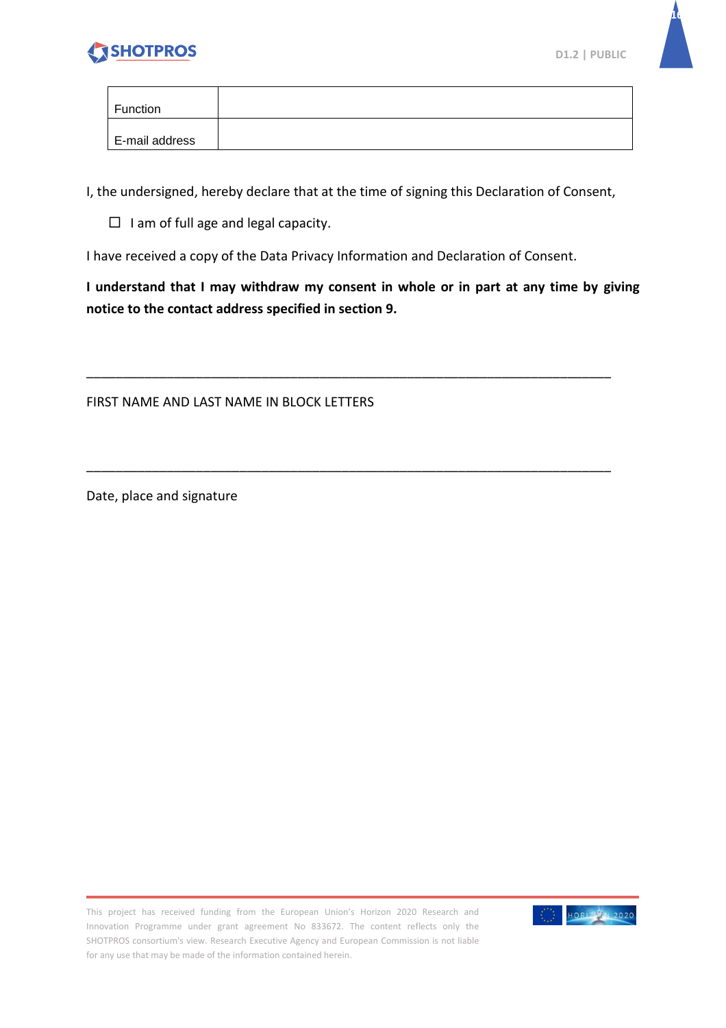| | |
|---|---|
| Function | |
| E-mail address | |

I, the undersigned, hereby declare that at the time of signing this Declaration of Consent,

☐ I am of full age and legal capacity.

I have received a copy of the Data Privacy Information and Declaration of Consent.

**I understand that I may withdraw my consent in whole or in part at any time by giving notice to the contact address specified in section 9.**

\_\_\_\_\_\_\_\_\_\_\_\_\_\_\_\_\_\_\_\_\_\_\_\_\_\_\_\_\_\_\_\_\_\_\_\_\_\_\_\_\_\_\_\_\_\_\_\_\_\_\_\_\_\_\_\_\_\_\_\_\_\_\_\_\_\_\_\_\_\_\_\_\_\_\_\_

FIRST NAME AND LAST NAME IN BLOCK LETTERS

\_\_\_\_\_\_\_\_\_\_\_\_\_\_\_\_\_\_\_\_\_\_\_\_\_\_\_\_\_\_\_\_\_\_\_\_\_\_\_\_\_\_\_\_\_\_\_\_\_\_\_\_\_\_\_\_\_\_\_\_\_\_\_\_\_\_\_\_\_\_\_\_\_\_\_\_

Date, place and signature